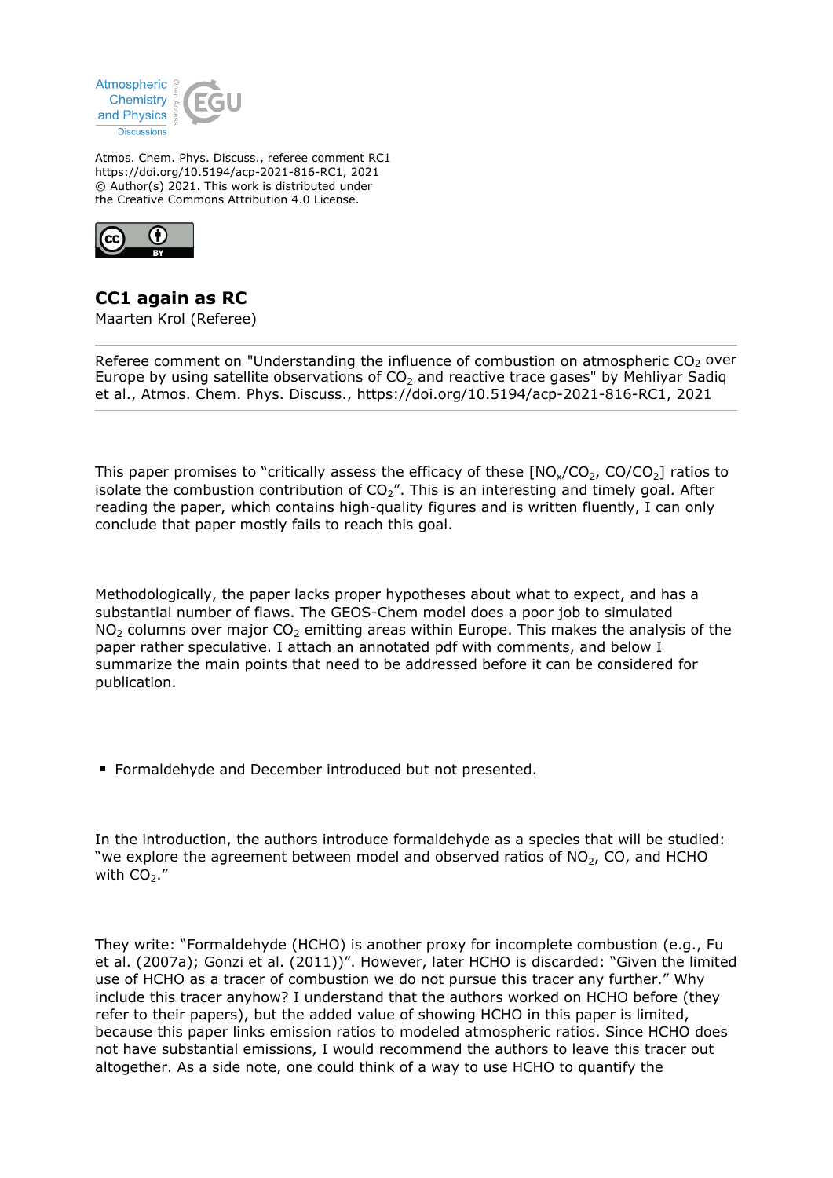Atmos. Chem. Phys. Discuss., referee comment RC1
https://doi.org/10.5194/acp-2021-816-RC1, 2021
© Author(s) 2021. This work is distributed under
the Creative Commons Attribution 4.0 License.

# CC1 again as RC

Maarten Krol (Referee)

Referee comment on "Understanding the influence of combustion on atmospheric $CO_2$ over Europe by using satellite observations of $CO_2$ and reactive trace gases" by Mehliyar Sadiq et al., Atmos. Chem. Phys. Discuss., https://doi.org/10.5194/acp-2021-816-RC1, 2021

This paper promises to "critically assess the efficacy of these [$NO_x/CO_2$, $CO/CO_2$] ratios to isolate the combustion contribution of $CO_2$". This is an interesting and timely goal. After reading the paper, which contains high-quality figures and is written fluently, I can only conclude that paper mostly fails to reach this goal.

Methodologically, the paper lacks proper hypotheses about what to expect, and has a substantial number of flaws. The GEOS-Chem model does a poor job to simulated $NO_2$ columns over major $CO_2$ emitting areas within Europe. This makes the analysis of the paper rather speculative. I attach an annotated pdf with comments, and below I summarize the main points that need to be addressed before it can be considered for publication.

- Formaldehyde and December introduced but not presented.

In the introduction, the authors introduce formaldehyde as a species that will be studied: "we explore the agreement between model and observed ratios of $NO_2$, CO, and HCHO with $CO_2$."

They write: "Formaldehyde (HCHO) is another proxy for incomplete combustion (e.g., Fu et al. (2007a); Gonzi et al. (2011))". However, later HCHO is discarded: "Given the limited use of HCHO as a tracer of combustion we do not pursue this tracer any further." Why include this tracer anyhow? I understand that the authors worked on HCHO before (they refer to their papers), but the added value of showing HCHO in this paper is limited, because this paper links emission ratios to modeled atmospheric ratios. Since HCHO does not have substantial emissions, I would recommend the authors to leave this tracer out altogether. As a side note, one could think of a way to use HCHO to quantify the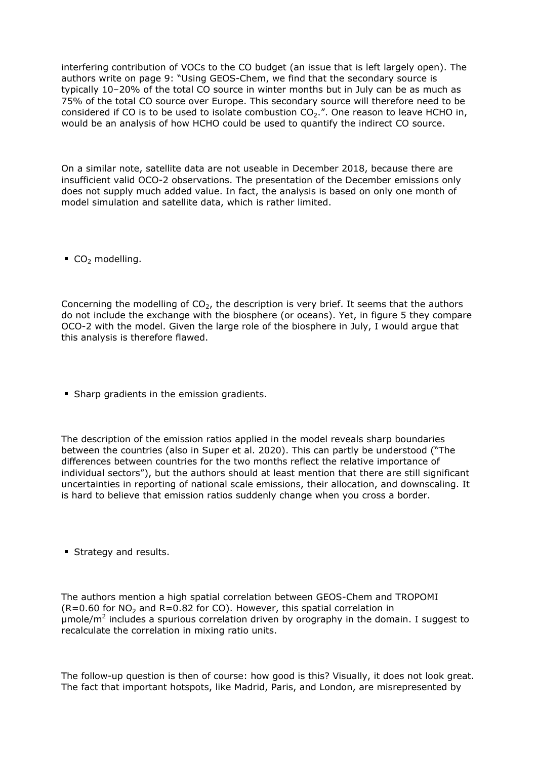interfering contribution of VOCs to the CO budget (an issue that is left largely open). The authors write on page 9: "Using GEOS-Chem, we find that the secondary source is typically 10–20% of the total CO source in winter months but in July can be as much as 75% of the total CO source over Europe. This secondary source will therefore need to be considered if CO is to be used to isolate combustion $CO_2$.". One reason to leave HCHO in, would be an analysis of how HCHO could be used to quantify the indirect CO source.

On a similar note, satellite data are not useable in December 2018, because there are insufficient valid OCO-2 observations. The presentation of the December emissions only does not supply much added value. In fact, the analysis is based on only one month of model simulation and satellite data, which is rather limited.

- $CO_2$ modelling.

Concerning the modelling of $CO_2$, the description is very brief. It seems that the authors do not include the exchange with the biosphere (or oceans). Yet, in figure 5 they compare OCO-2 with the model. Given the large role of the biosphere in July, I would argue that this analysis is therefore flawed.

- Sharp gradients in the emission gradients.

The description of the emission ratios applied in the model reveals sharp boundaries between the countries (also in Super et al. 2020). This can partly be understood ("The differences between countries for the two months reflect the relative importance of individual sectors"), but the authors should at least mention that there are still significant uncertainties in reporting of national scale emissions, their allocation, and downscaling. It is hard to believe that emission ratios suddenly change when you cross a border.

- Strategy and results.

The authors mention a high spatial correlation between GEOS-Chem and TROPOMI ($R=0.60$ for $NO_2$ and $R=0.82$ for CO). However, this spatial correlation in $\mu mole/m^2$ includes a spurious correlation driven by orography in the domain. I suggest to recalculate the correlation in mixing ratio units.

The follow-up question is then of course: how good is this? Visually, it does not look great. The fact that important hotspots, like Madrid, Paris, and London, are misrepresented by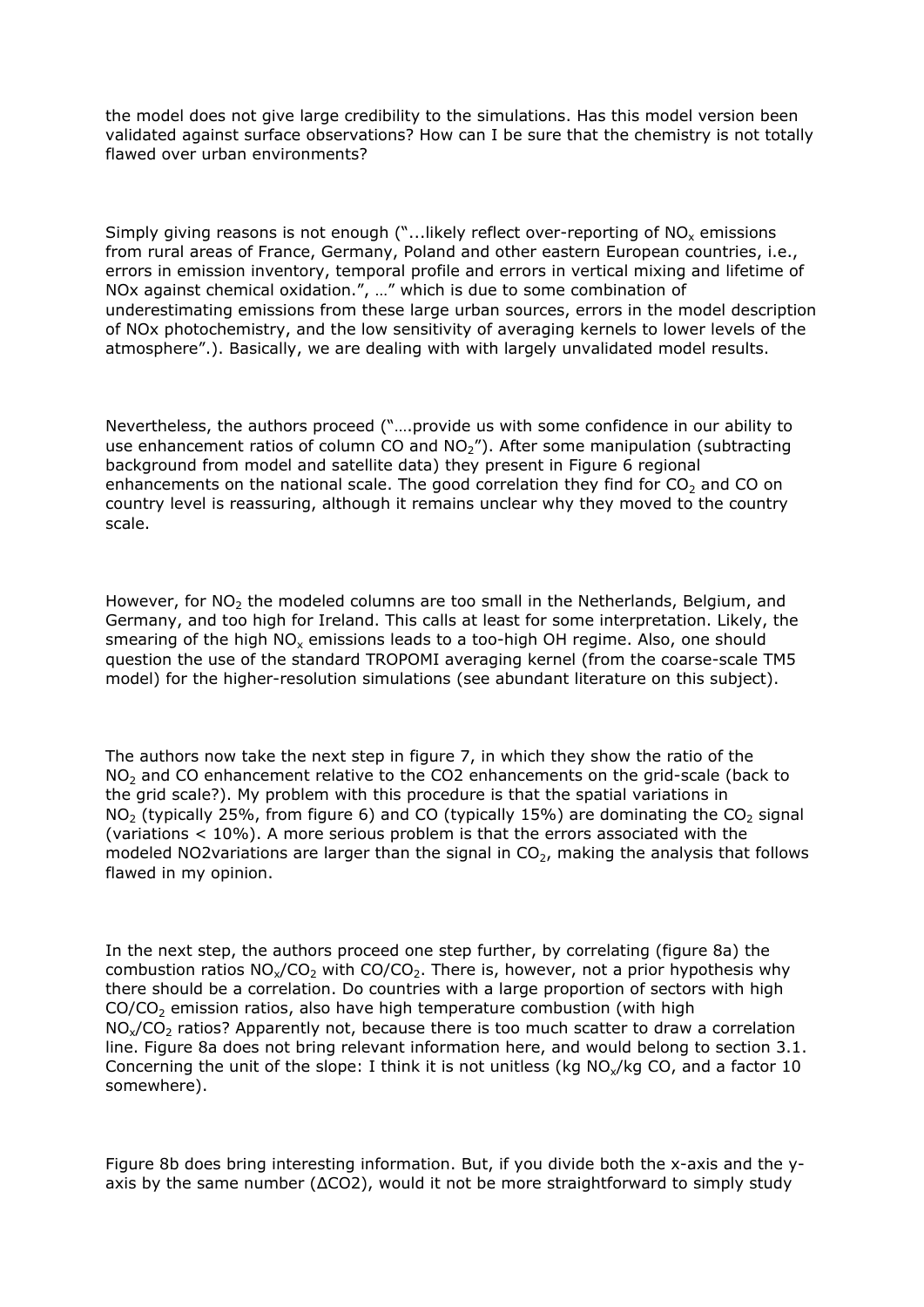the model does not give large credibility to the simulations. Has this model version been validated against surface observations? How can I be sure that the chemistry is not totally flawed over urban environments?

Simply giving reasons is not enough ("...likely reflect over-reporting of $NO_x$ emissions from rural areas of France, Germany, Poland and other eastern European countries, i.e., errors in emission inventory, temporal profile and errors in vertical mixing and lifetime of NOx against chemical oxidation.", …" which is due to some combination of underestimating emissions from these large urban sources, errors in the model description of NOx photochemistry, and the low sensitivity of averaging kernels to lower levels of the atmosphere".). Basically, we are dealing with with largely unvalidated model results.

Nevertheless, the authors proceed ("….provide us with some confidence in our ability to use enhancement ratios of column CO and $NO_2$"). After some manipulation (subtracting background from model and satellite data) they present in Figure 6 regional enhancements on the national scale. The good correlation they find for $CO_2$ and CO on country level is reassuring, although it remains unclear why they moved to the country scale.

However, for $NO_2$ the modeled columns are too small in the Netherlands, Belgium, and Germany, and too high for Ireland. This calls at least for some interpretation. Likely, the smearing of the high $NO_x$ emissions leads to a too-high OH regime. Also, one should question the use of the standard TROPOMI averaging kernel (from the coarse-scale TM5 model) for the higher-resolution simulations (see abundant literature on this subject).

The authors now take the next step in figure 7, in which they show the ratio of the $NO_2$ and CO enhancement relative to the CO2 enhancements on the grid-scale (back to the grid scale?). My problem with this procedure is that the spatial variations in $NO_2$ (typically 25%, from figure 6) and CO (typically 15%) are dominating the $CO_2$ signal (variations < 10%). A more serious problem is that the errors associated with the modeled NO2variations are larger than the signal in $CO_2$, making the analysis that follows flawed in my opinion.

In the next step, the authors proceed one step further, by correlating (figure 8a) the combustion ratios $NO_x/CO_2$ with $CO/CO_2$. There is, however, not a prior hypothesis why there should be a correlation. Do countries with a large proportion of sectors with high $CO/CO_2$ emission ratios, also have high temperature combustion (with high $NO_x/CO_2$ ratios? Apparently not, because there is too much scatter to draw a correlation line. Figure 8a does not bring relevant information here, and would belong to section 3.1. Concerning the unit of the slope: I think it is not unitless (kg $NO_x$/kg CO, and a factor 10 somewhere).

Figure 8b does bring interesting information. But, if you divide both the x-axis and the y-axis by the same number ($\Delta CO2$), would it not be more straightforward to simply study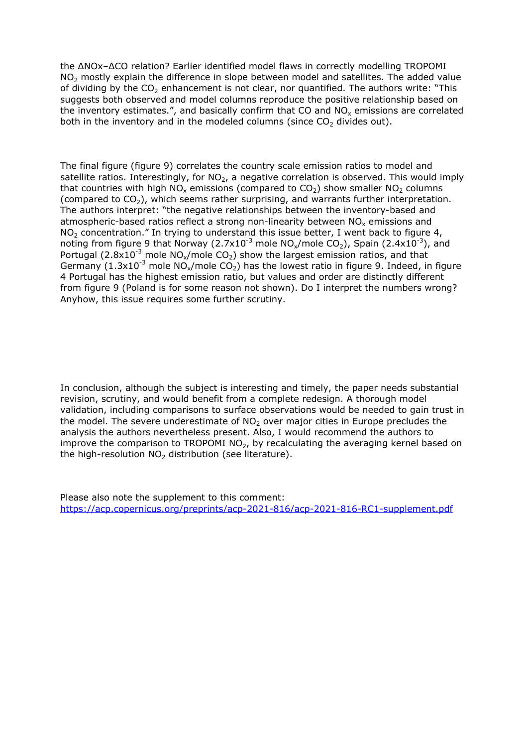the ΔNOx–ΔCO relation? Earlier identified model flaws in correctly modelling TROPOMI $NO_2$ mostly explain the difference in slope between model and satellites. The added value of dividing by the $CO_2$ enhancement is not clear, nor quantified. The authors write: "This suggests both observed and model columns reproduce the positive relationship based on the inventory estimates.", and basically confirm that CO and $NO_x$ emissions are correlated both in the inventory and in the modeled columns (since $CO_2$ divides out).

The final figure (figure 9) correlates the country scale emission ratios to model and satellite ratios. Interestingly, for $NO_2$, a negative correlation is observed. This would imply that countries with high $NO_x$ emissions (compared to $CO_2$) show smaller $NO_2$ columns (compared to $CO_2$), which seems rather surprising, and warrants further interpretation. The authors interpret: "the negative relationships between the inventory-based and atmospheric-based ratios reflect a strong non-linearity between $NO_x$ emissions and $NO_2$ concentration." In trying to understand this issue better, I went back to figure 4, noting from figure 9 that Norway ($2.7\times10^{-3}$ mole $NO_x$/mole $CO_2$), Spain ($2.4\times10^{-3}$), and Portugal ($2.8\times10^{-3}$ mole $NO_x$/mole $CO_2$) show the largest emission ratios, and that Germany ($1.3\times10^{-3}$ mole $NO_x$/mole $CO_2$) has the lowest ratio in figure 9. Indeed, in figure 4 Portugal has the highest emission ratio, but values and order are distinctly different from figure 9 (Poland is for some reason not shown). Do I interpret the numbers wrong? Anyhow, this issue requires some further scrutiny.

In conclusion, although the subject is interesting and timely, the paper needs substantial revision, scrutiny, and would benefit from a complete redesign. A thorough model validation, including comparisons to surface observations would be needed to gain trust in the model. The severe underestimate of $NO_2$ over major cities in Europe precludes the analysis the authors nevertheless present. Also, I would recommend the authors to improve the comparison to TROPOMI $NO_2$, by recalculating the averaging kernel based on the high-resolution $NO_2$ distribution (see literature).

Please also note the supplement to this comment:
https://acp.copernicus.org/preprints/acp-2021-816/acp-2021-816-RC1-supplement.pdf